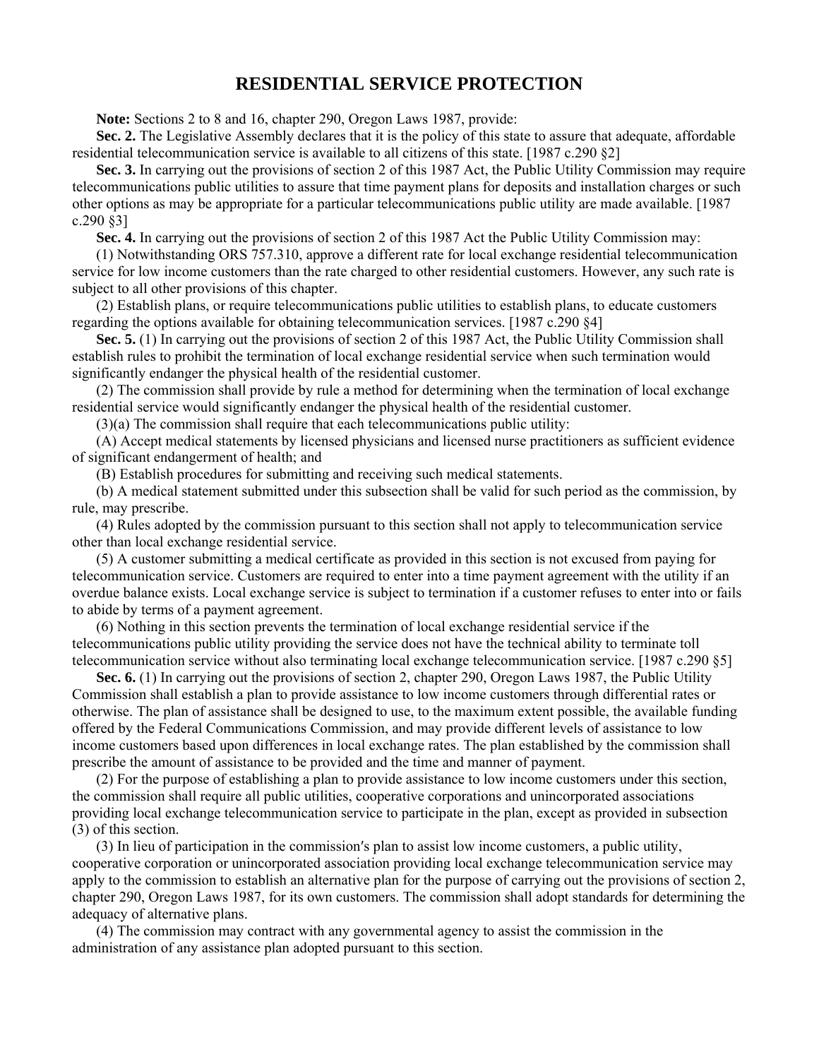# RESIDENTIAL SERVICE PROTECTION

**Note:** Sections 2 to 8 and 16, chapter 290, Oregon Laws 1987, provide:

**Sec. 2.** The Legislative Assembly declares that it is the policy of this state to assure that adequate, affordable residential telecommunication service is available to all citizens of this state. [1987 c.290 §2]

**Sec. 3.** In carrying out the provisions of section 2 of this 1987 Act, the Public Utility Commission may require telecommunications public utilities to assure that time payment plans for deposits and installation charges or such other options as may be appropriate for a particular telecommunications public utility are made available. [1987 c.290 §3]

**Sec. 4.** In carrying out the provisions of section 2 of this 1987 Act the Public Utility Commission may:

(1) Notwithstanding ORS 757.310, approve a different rate for local exchange residential telecommunication service for low income customers than the rate charged to other residential customers. However, any such rate is subject to all other provisions of this chapter.

(2) Establish plans, or require telecommunications public utilities to establish plans, to educate customers regarding the options available for obtaining telecommunications services. [1987 c.290 §4]

**Sec. 5.** (1) In carrying out the provisions of section 2 of this 1987 Act, the Public Utility Commission shall establish rules to prohibit the termination of local exchange residential service when such termination would significantly endanger the physical health of the residential customer.

(2) The commission shall provide by rule a method for determining when the termination of local exchange residential service would significantly endanger the physical health of the residential customer.

(3)(a) The commission shall require that each telecommunications public utility:

(A) Accept medical statements by licensed physicians and licensed nurse practitioners as sufficient evidence of significant endangerment of health; and

(B) Establish procedures for submitting and receiving such medical statements.

(b) A medical statement submitted under this subsection shall be valid for such period as the commission, by rule, may prescribe.

(4) Rules adopted by the commission pursuant to this section shall not apply to telecommunication service other than local exchange residential service.

(5) A customer submitting a medical certificate as provided in this section is not excused from paying for telecommunication service. Customers are required to enter into a time payment agreement with the utility if an overdue balance exists. Local exchange service is subject to termination if a customer refuses to enter into or fails to abide by terms of a payment agreement.

(6) Nothing in this section prevents the termination of local exchange residential service if the telecommunications public utility providing the service does not have the technical ability to terminate toll telecommunication service without also terminating local exchange telecommunication service. [1987 c.290 §5]

**Sec. 6.** (1) In carrying out the provisions of section 2, chapter 290, Oregon Laws 1987, the Public Utility Commission shall establish a plan to provide assistance to low income customers through differential rates or otherwise. The plan of assistance shall be designed to use, to the maximum extent possible, the available funding offered by the Federal Communications Commission, and may provide different levels of assistance to low income customers based upon differences in local exchange rates. The plan established by the commission shall prescribe the amount of assistance to be provided and the time and manner of payment.

(2) For the purpose of establishing a plan to provide assistance to low income customers under this section, the commission shall require all public utilities, cooperative corporations and unincorporated associations providing local exchange telecommunication service to participate in the plan, except as provided in subsection (3) of this section.

(3) In lieu of participation in the commission′s plan to assist low income customers, a public utility, cooperative corporation or unincorporated association providing local exchange telecommunication service may apply to the commission to establish an alternative plan for the purpose of carrying out the provisions of section 2, chapter 290, Oregon Laws 1987, for its own customers. The commission shall adopt standards for determining the adequacy of alternative plans.

(4) The commission may contract with any governmental agency to assist the commission in the administration of any assistance plan adopted pursuant to this section.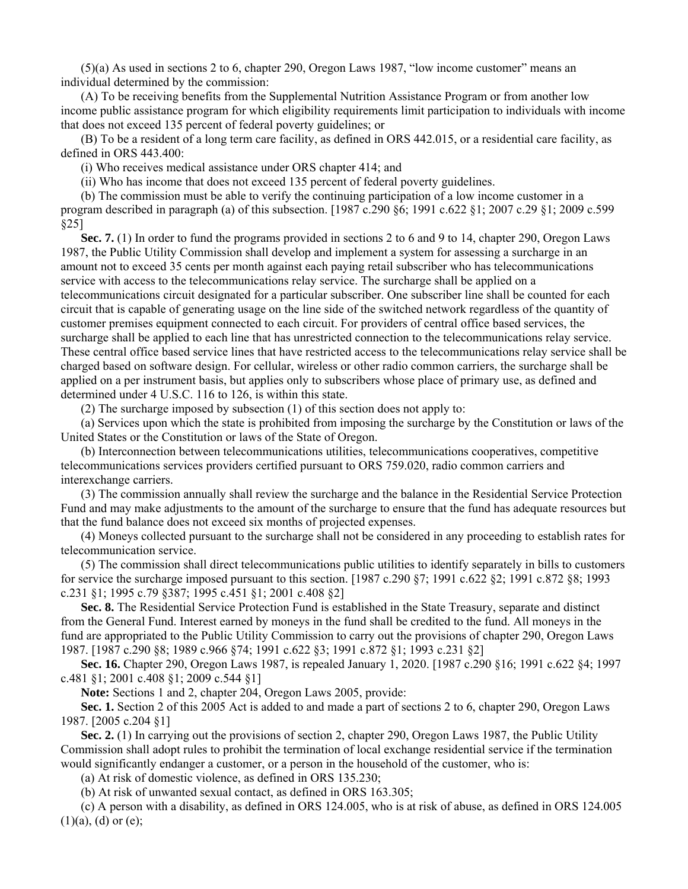(5)(a) As used in sections 2 to 6, chapter 290, Oregon Laws 1987, "low income customer" means an individual determined by the commission:

(A) To be receiving benefits from the Supplemental Nutrition Assistance Program or from another low income public assistance program for which eligibility requirements limit participation to individuals with income that does not exceed 135 percent of federal poverty guidelines; or

(B) To be a resident of a long term care facility, as defined in ORS 442.015, or a residential care facility, as defined in ORS 443.400:

(i) Who receives medical assistance under ORS chapter 414; and

(ii) Who has income that does not exceed 135 percent of federal poverty guidelines.

(b) The commission must be able to verify the continuing participation of a low income customer in a program described in paragraph (a) of this subsection. [1987 c.290 §6; 1991 c.622 §1; 2007 c.29 §1; 2009 c.599 §25]

**Sec. 7.** (1) In order to fund the programs provided in sections 2 to 6 and 9 to 14, chapter 290, Oregon Laws 1987, the Public Utility Commission shall develop and implement a system for assessing a surcharge in an amount not to exceed 35 cents per month against each paying retail subscriber who has telecommunications service with access to the telecommunications relay service. The surcharge shall be applied on a telecommunications circuit designated for a particular subscriber. One subscriber line shall be counted for each circuit that is capable of generating usage on the line side of the switched network regardless of the quantity of customer premises equipment connected to each circuit. For providers of central office based services, the surcharge shall be applied to each line that has unrestricted connection to the telecommunications relay service. These central office based service lines that have restricted access to the telecommunications relay service shall be charged based on software design. For cellular, wireless or other radio common carriers, the surcharge shall be applied on a per instrument basis, but applies only to subscribers whose place of primary use, as defined and determined under 4 U.S.C. 116 to 126, is within this state.

(2) The surcharge imposed by subsection (1) of this section does not apply to:

(a) Services upon which the state is prohibited from imposing the surcharge by the Constitution or laws of the United States or the Constitution or laws of the State of Oregon.

(b) Interconnection between telecommunications utilities, telecommunications cooperatives, competitive telecommunications services providers certified pursuant to ORS 759.020, radio common carriers and interexchange carriers.

(3) The commission annually shall review the surcharge and the balance in the Residential Service Protection Fund and may make adjustments to the amount of the surcharge to ensure that the fund has adequate resources but that the fund balance does not exceed six months of projected expenses.

(4) Moneys collected pursuant to the surcharge shall not be considered in any proceeding to establish rates for telecommunication service.

(5) The commission shall direct telecommunications public utilities to identify separately in bills to customers for service the surcharge imposed pursuant to this section. [1987 c.290 §7; 1991 c.622 §2; 1991 c.872 §8; 1993 c.231 §1; 1995 c.79 §387; 1995 c.451 §1; 2001 c.408 §2]

**Sec. 8.** The Residential Service Protection Fund is established in the State Treasury, separate and distinct from the General Fund. Interest earned by moneys in the fund shall be credited to the fund. All moneys in the fund are appropriated to the Public Utility Commission to carry out the provisions of chapter 290, Oregon Laws 1987. [1987 c.290 §8; 1989 c.966 §74; 1991 c.622 §3; 1991 c.872 §1; 1993 c.231 §2]

**Sec. 16.** Chapter 290, Oregon Laws 1987, is repealed January 1, 2020. [1987 c.290 §16; 1991 c.622 §4; 1997 c.481 §1; 2001 c.408 §1; 2009 c.544 §1]

**Note:** Sections 1 and 2, chapter 204, Oregon Laws 2005, provide:

**Sec. 1.** Section 2 of this 2005 Act is added to and made a part of sections 2 to 6, chapter 290, Oregon Laws 1987. [2005 c.204 §1]

**Sec. 2.** (1) In carrying out the provisions of section 2, chapter 290, Oregon Laws 1987, the Public Utility Commission shall adopt rules to prohibit the termination of local exchange residential service if the termination would significantly endanger a customer, or a person in the household of the customer, who is:

(a) At risk of domestic violence, as defined in ORS 135.230;

(b) At risk of unwanted sexual contact, as defined in ORS 163.305;

(c) A person with a disability, as defined in ORS 124.005, who is at risk of abuse, as defined in ORS 124.005 (1)(a), (d) or (e);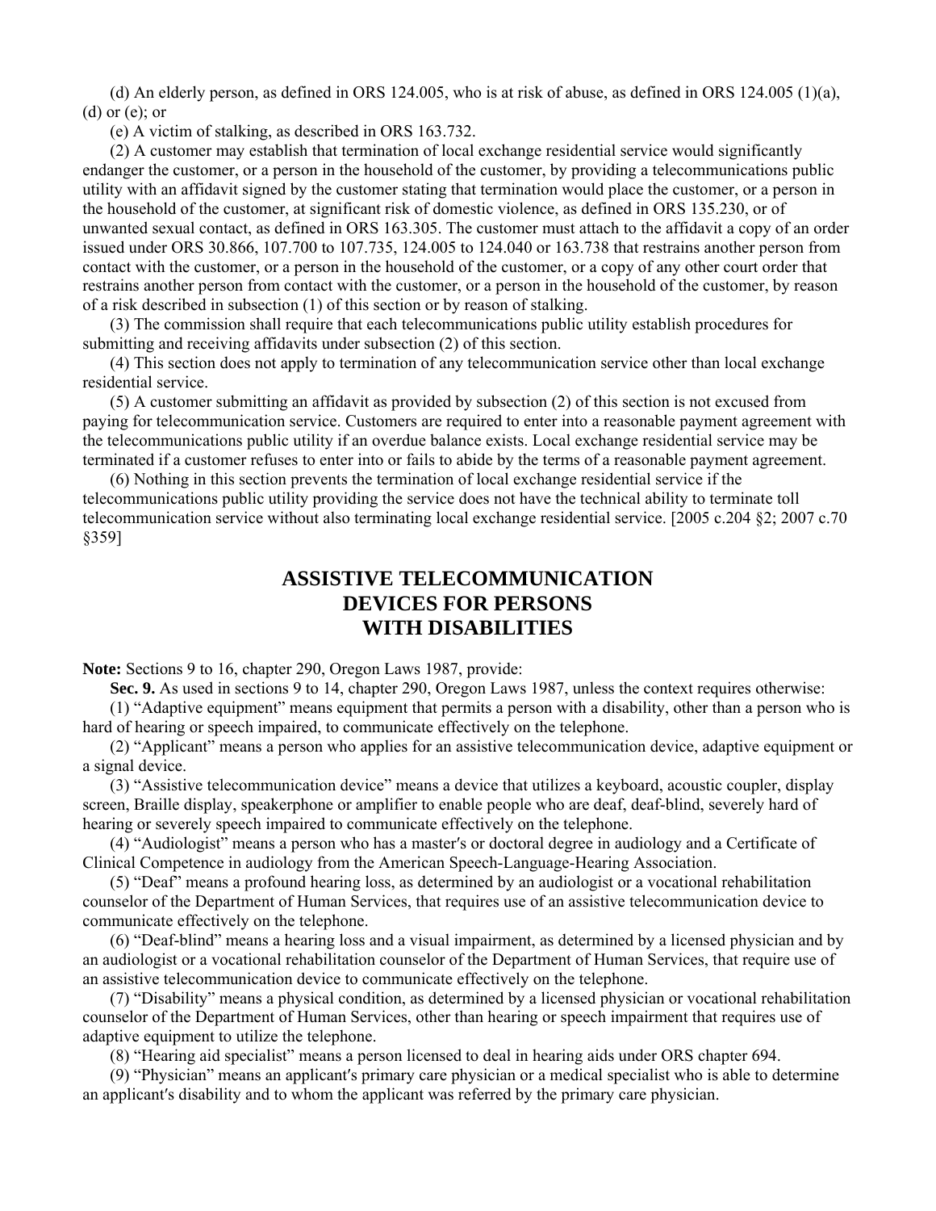(d) An elderly person, as defined in ORS 124.005, who is at risk of abuse, as defined in ORS 124.005 (1)(a), (d) or (e); or

(e) A victim of stalking, as described in ORS 163.732.

(2) A customer may establish that termination of local exchange residential service would significantly endanger the customer, or a person in the household of the customer, by providing a telecommunications public utility with an affidavit signed by the customer stating that termination would place the customer, or a person in the household of the customer, at significant risk of domestic violence, as defined in ORS 135.230, or of unwanted sexual contact, as defined in ORS 163.305. The customer must attach to the affidavit a copy of an order issued under ORS 30.866, 107.700 to 107.735, 124.005 to 124.040 or 163.738 that restrains another person from contact with the customer, or a person in the household of the customer, or a copy of any other court order that restrains another person from contact with the customer, or a person in the household of the customer, by reason of a risk described in subsection (1) of this section or by reason of stalking.

(3) The commission shall require that each telecommunications public utility establish procedures for submitting and receiving affidavits under subsection (2) of this section.

(4) This section does not apply to termination of any telecommunication service other than local exchange residential service.

(5) A customer submitting an affidavit as provided by subsection (2) of this section is not excused from paying for telecommunication service. Customers are required to enter into a reasonable payment agreement with the telecommunications public utility if an overdue balance exists. Local exchange residential service may be terminated if a customer refuses to enter into or fails to abide by the terms of a reasonable payment agreement.

(6) Nothing in this section prevents the termination of local exchange residential service if the telecommunications public utility providing the service does not have the technical ability to terminate toll telecommunication service without also terminating local exchange residential service. [2005 c.204 §2; 2007 c.70 §359]

## ASSISTIVE TELECOMMUNICATION DEVICES FOR PERSONS WITH DISABILITIES

**Note:** Sections 9 to 16, chapter 290, Oregon Laws 1987, provide:

**Sec. 9.** As used in sections 9 to 14, chapter 290, Oregon Laws 1987, unless the context requires otherwise:

(1) "Adaptive equipment" means equipment that permits a person with a disability, other than a person who is hard of hearing or speech impaired, to communicate effectively on the telephone.

(2) "Applicant" means a person who applies for an assistive telecommunication device, adaptive equipment or a signal device.

(3) "Assistive telecommunication device" means a device that utilizes a keyboard, acoustic coupler, display screen, Braille display, speakerphone or amplifier to enable people who are deaf, deaf-blind, severely hard of hearing or severely speech impaired to communicate effectively on the telephone.

(4) "Audiologist" means a person who has a master′s or doctoral degree in audiology and a Certificate of Clinical Competence in audiology from the American Speech-Language-Hearing Association.

(5) "Deaf" means a profound hearing loss, as determined by an audiologist or a vocational rehabilitation counselor of the Department of Human Services, that requires use of an assistive telecommunication device to communicate effectively on the telephone.

(6) "Deaf-blind" means a hearing loss and a visual impairment, as determined by a licensed physician and by an audiologist or a vocational rehabilitation counselor of the Department of Human Services, that require use of an assistive telecommunication device to communicate effectively on the telephone.

(7) "Disability" means a physical condition, as determined by a licensed physician or vocational rehabilitation counselor of the Department of Human Services, other than hearing or speech impairment that requires use of adaptive equipment to utilize the telephone.

(8) "Hearing aid specialist" means a person licensed to deal in hearing aids under ORS chapter 694.

(9) "Physician" means an applicant′s primary care physician or a medical specialist who is able to determine an applicant′s disability and to whom the applicant was referred by the primary care physician.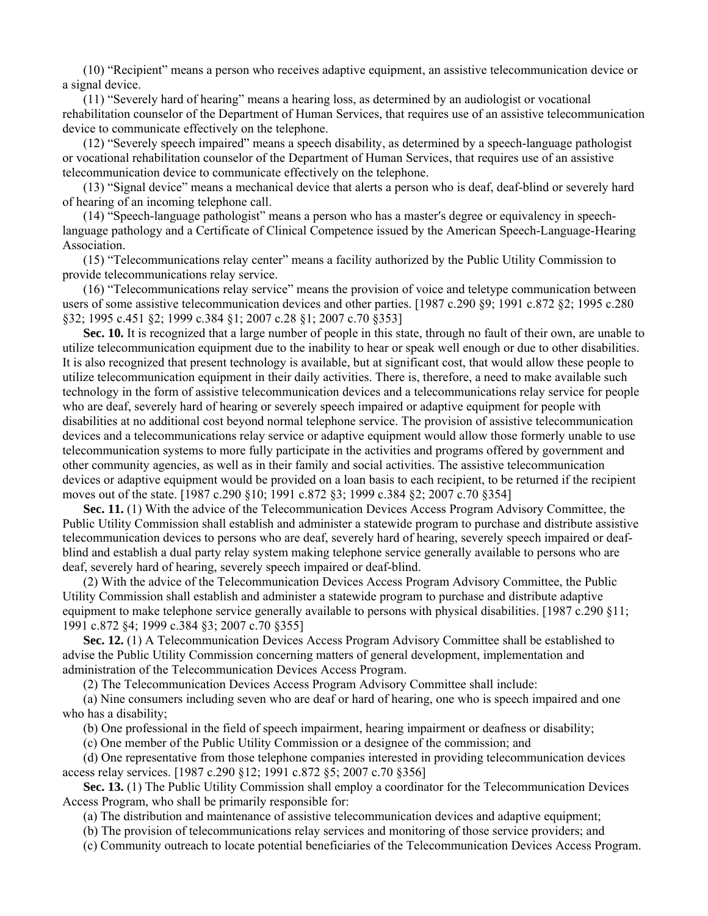(10) "Recipient" means a person who receives adaptive equipment, an assistive telecommunication device or a signal device.

(11) "Severely hard of hearing" means a hearing loss, as determined by an audiologist or vocational rehabilitation counselor of the Department of Human Services, that requires use of an assistive telecommunication device to communicate effectively on the telephone.

(12) "Severely speech impaired" means a speech disability, as determined by a speech-language pathologist or vocational rehabilitation counselor of the Department of Human Services, that requires use of an assistive telecommunication device to communicate effectively on the telephone.

(13) "Signal device" means a mechanical device that alerts a person who is deaf, deaf-blind or severely hard of hearing of an incoming telephone call.

(14) "Speech-language pathologist" means a person who has a master′s degree or equivalency in speech-language pathology and a Certificate of Clinical Competence issued by the American Speech-Language-Hearing Association.

(15) "Telecommunications relay center" means a facility authorized by the Public Utility Commission to provide telecommunications relay service.

(16) "Telecommunications relay service" means the provision of voice and teletype communication between users of some assistive telecommunication devices and other parties. [1987 c.290 §9; 1991 c.872 §2; 1995 c.280 §32; 1995 c.451 §2; 1999 c.384 §1; 2007 c.28 §1; 2007 c.70 §353]

**Sec. 10.** It is recognized that a large number of people in this state, through no fault of their own, are unable to utilize telecommunication equipment due to the inability to hear or speak well enough or due to other disabilities. It is also recognized that present technology is available, but at significant cost, that would allow these people to utilize telecommunication equipment in their daily activities. There is, therefore, a need to make available such technology in the form of assistive telecommunication devices and a telecommunications relay service for people who are deaf, severely hard of hearing or severely speech impaired or adaptive equipment for people with disabilities at no additional cost beyond normal telephone service. The provision of assistive telecommunication devices and a telecommunications relay service or adaptive equipment would allow those formerly unable to use telecommunication systems to more fully participate in the activities and programs offered by government and other community agencies, as well as in their family and social activities. The assistive telecommunication devices or adaptive equipment would be provided on a loan basis to each recipient, to be returned if the recipient moves out of the state. [1987 c.290 §10; 1991 c.872 §3; 1999 c.384 §2; 2007 c.70 §354]

**Sec. 11.** (1) With the advice of the Telecommunication Devices Access Program Advisory Committee, the Public Utility Commission shall establish and administer a statewide program to purchase and distribute assistive telecommunication devices to persons who are deaf, severely hard of hearing, severely speech impaired or deaf-blind and establish a dual party relay system making telephone service generally available to persons who are deaf, severely hard of hearing, severely speech impaired or deaf-blind.

(2) With the advice of the Telecommunication Devices Access Program Advisory Committee, the Public Utility Commission shall establish and administer a statewide program to purchase and distribute adaptive equipment to make telephone service generally available to persons with physical disabilities. [1987 c.290 §11; 1991 c.872 §4; 1999 c.384 §3; 2007 c.70 §355]

**Sec. 12.** (1) A Telecommunication Devices Access Program Advisory Committee shall be established to advise the Public Utility Commission concerning matters of general development, implementation and administration of the Telecommunication Devices Access Program.

(2) The Telecommunication Devices Access Program Advisory Committee shall include:

(a) Nine consumers including seven who are deaf or hard of hearing, one who is speech impaired and one who has a disability;

(b) One professional in the field of speech impairment, hearing impairment or deafness or disability;

(c) One member of the Public Utility Commission or a designee of the commission; and

(d) One representative from those telephone companies interested in providing telecommunication devices access relay services. [1987 c.290 §12; 1991 c.872 §5; 2007 c.70 §356]

**Sec. 13.** (1) The Public Utility Commission shall employ a coordinator for the Telecommunication Devices Access Program, who shall be primarily responsible for:

(a) The distribution and maintenance of assistive telecommunication devices and adaptive equipment;

(b) The provision of telecommunications relay services and monitoring of those service providers; and

(c) Community outreach to locate potential beneficiaries of the Telecommunication Devices Access Program.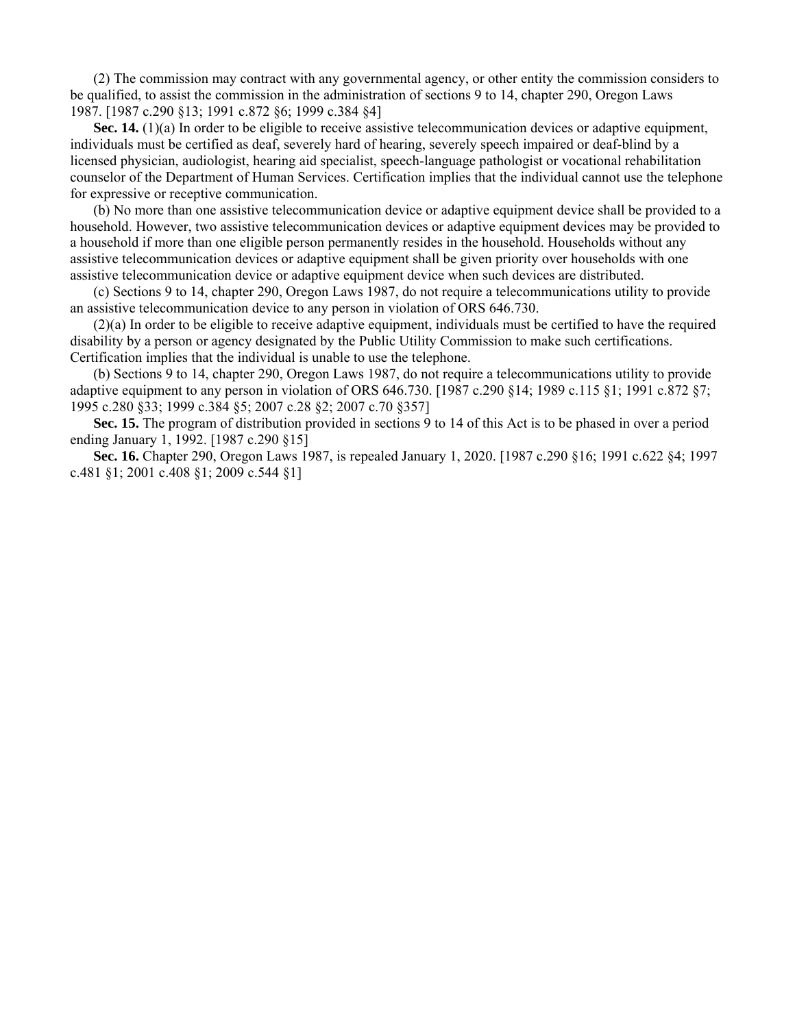(2) The commission may contract with any governmental agency, or other entity the commission considers to be qualified, to assist the commission in the administration of sections 9 to 14, chapter 290, Oregon Laws 1987. [1987 c.290 §13; 1991 c.872 §6; 1999 c.384 §4]

**Sec. 14.** (1)(a) In order to be eligible to receive assistive telecommunication devices or adaptive equipment, individuals must be certified as deaf, severely hard of hearing, severely speech impaired or deaf-blind by a licensed physician, audiologist, hearing aid specialist, speech-language pathologist or vocational rehabilitation counselor of the Department of Human Services. Certification implies that the individual cannot use the telephone for expressive or receptive communication.

(b) No more than one assistive telecommunication device or adaptive equipment device shall be provided to a household. However, two assistive telecommunication devices or adaptive equipment devices may be provided to a household if more than one eligible person permanently resides in the household. Households without any assistive telecommunication devices or adaptive equipment shall be given priority over households with one assistive telecommunication device or adaptive equipment device when such devices are distributed.

(c) Sections 9 to 14, chapter 290, Oregon Laws 1987, do not require a telecommunications utility to provide an assistive telecommunication device to any person in violation of ORS 646.730.

(2)(a) In order to be eligible to receive adaptive equipment, individuals must be certified to have the required disability by a person or agency designated by the Public Utility Commission to make such certifications. Certification implies that the individual is unable to use the telephone.

(b) Sections 9 to 14, chapter 290, Oregon Laws 1987, do not require a telecommunications utility to provide adaptive equipment to any person in violation of ORS 646.730. [1987 c.290 §14; 1989 c.115 §1; 1991 c.872 §7; 1995 c.280 §33; 1999 c.384 §5; 2007 c.28 §2; 2007 c.70 §357]

**Sec. 15.** The program of distribution provided in sections 9 to 14 of this Act is to be phased in over a period ending January 1, 1992. [1987 c.290 §15]

**Sec. 16.** Chapter 290, Oregon Laws 1987, is repealed January 1, 2020. [1987 c.290 §16; 1991 c.622 §4; 1997 c.481 §1; 2001 c.408 §1; 2009 c.544 §1]